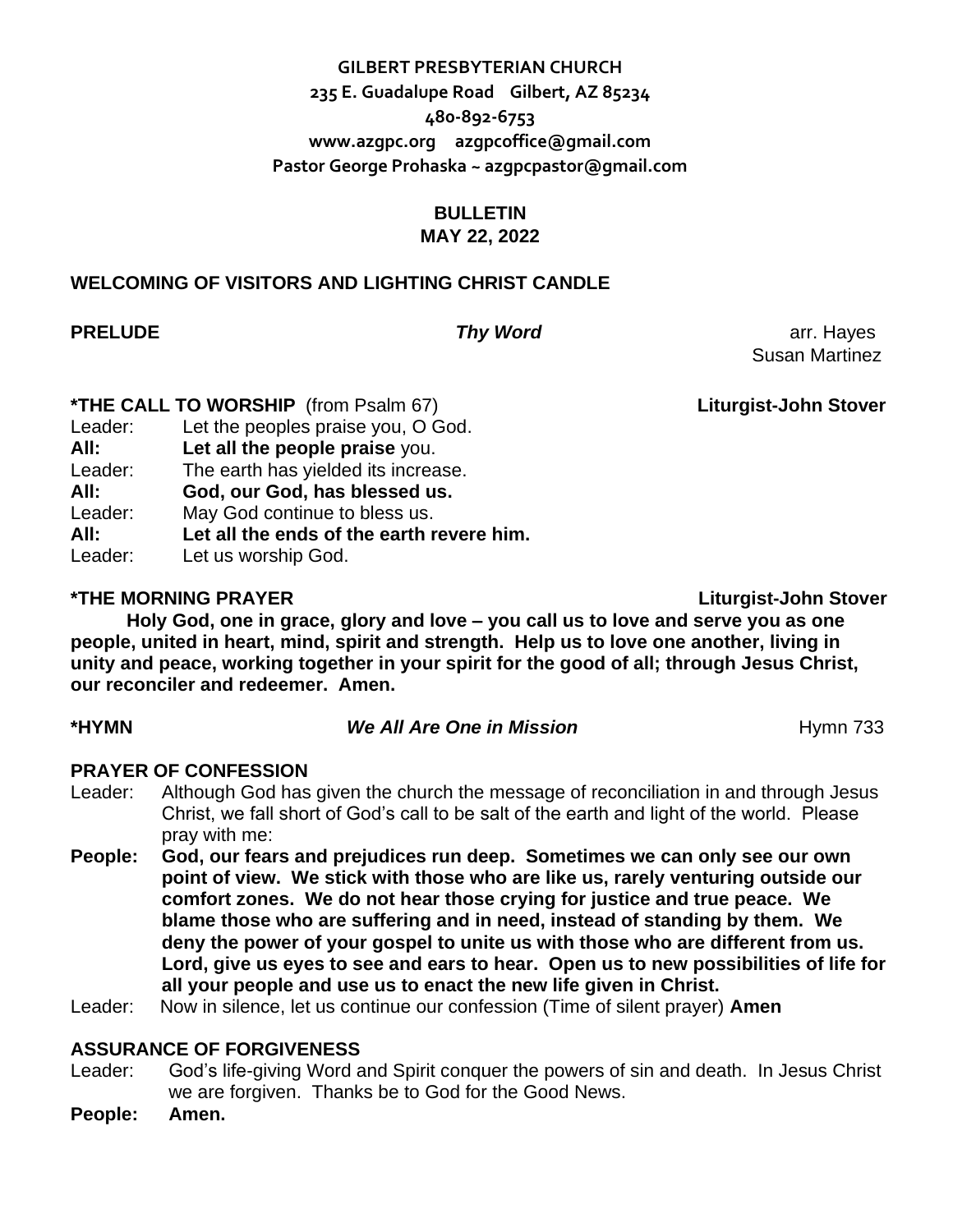**GILBERT PRESBYTERIAN CHURCH**
**235 E. Guadalupe Road Gilbert, AZ 85234**
**480-892-6753**
**www.azgpc.org azgpcoffice@gmail.com**
**Pastor George Prohaska ~ azgpcpastor@gmail.com**

**BULLETIN**
**MAY 22, 2022**

**WELCOMING OF VISITORS AND LIGHTING CHRIST CANDLE**

**PRELUDE** ***Thy Word*** arr. Hayes
Susan Martinez

**\*THE CALL TO WORSHIP** (from Psalm 67) **Liturgist-John Stover**

Leader: Let the peoples praise you, O God.
**All: Let all the people praise** you.
Leader: The earth has yielded its increase.
**All: God, our God, has blessed us.**
Leader: May God continue to bless us.
**All: Let all the ends of the earth revere him.**
Leader: Let us worship God.

**\*THE MORNING PRAYER** **Liturgist-John Stover**

**Holy God, one in grace, glory and love – you call us to love and serve you as one people, united in heart, mind, spirit and strength. Help us to love one another, living in unity and peace, working together in your spirit for the good of all; through Jesus Christ, our reconciler and redeemer. Amen.**

**\*HYMN** ***We All Are One in Mission*** Hymn 733

**PRAYER OF CONFESSION**

Leader: Although God has given the church the message of reconciliation in and through Jesus Christ, we fall short of God's call to be salt of the earth and light of the world. Please pray with me:

**People: God, our fears and prejudices run deep. Sometimes we can only see our own point of view. We stick with those who are like us, rarely venturing outside our comfort zones. We do not hear those crying for justice and true peace. We blame those who are suffering and in need, instead of standing by them. We deny the power of your gospel to unite us with those who are different from us. Lord, give us eyes to see and ears to hear. Open us to new possibilities of life for all your people and use us to enact the new life given in Christ.**

Leader: Now in silence, let us continue our confession (Time of silent prayer) **Amen**

**ASSURANCE OF FORGIVENESS**

Leader: God's life-giving Word and Spirit conquer the powers of sin and death. In Jesus Christ we are forgiven. Thanks be to God for the Good News.

**People: Amen.**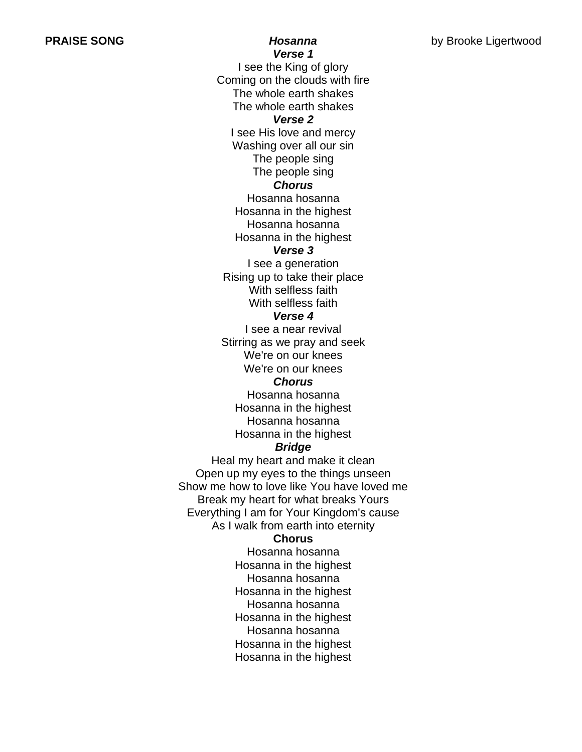**PRAISE SONG** ***Hosanna*** by Brooke Ligertwood

***Verse 1***

I see the King of glory
Coming on the clouds with fire
The whole earth shakes
The whole earth shakes

***Verse 2***

I see His love and mercy
Washing over all our sin
The people sing
The people sing

***Chorus***

Hosanna hosanna
Hosanna in the highest
Hosanna hosanna
Hosanna in the highest

***Verse 3***

I see a generation
Rising up to take their place
With selfless faith
With selfless faith

***Verse 4***

I see a near revival
Stirring as we pray and seek
We're on our knees
We're on our knees

***Chorus***

Hosanna hosanna
Hosanna in the highest
Hosanna hosanna
Hosanna in the highest

***Bridge***

Heal my heart and make it clean
Open up my eyes to the things unseen
Show me how to love like You have loved me
Break my heart for what breaks Yours
Everything I am for Your Kingdom's cause
As I walk from earth into eternity

**Chorus**

Hosanna hosanna
Hosanna in the highest
Hosanna hosanna
Hosanna in the highest
Hosanna hosanna
Hosanna in the highest
Hosanna hosanna
Hosanna in the highest
Hosanna in the highest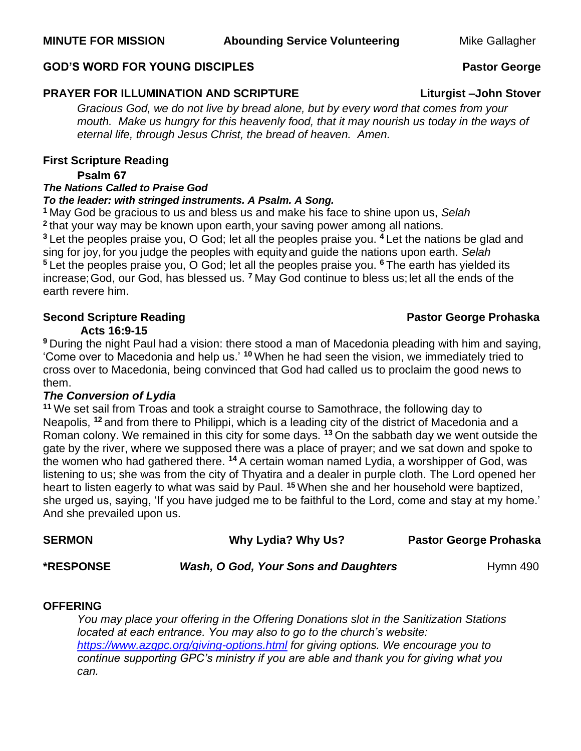**MINUTE FOR MISSION** **Abounding Service Volunteering** Mike Gallagher

**GOD'S WORD FOR YOUNG DISCIPLES** **Pastor George**

**PRAYER FOR ILLUMINATION AND SCRIPTURE** **Liturgist –John Stover**

*Gracious God, we do not live by bread alone, but by every word that comes from your mouth. Make us hungry for this heavenly food, that it may nourish us today in the ways of eternal life, through Jesus Christ, the bread of heaven. Amen.*

**First Scripture Reading**

**Psalm 67**

***The Nations Called to Praise God***

***To the leader: with stringed instruments. A Psalm. A Song.***

[1] May God be gracious to us and bless us and make his face to shine upon us, *Selah*
[2] that your way may be known upon earth, your saving power among all nations.
[3] Let the peoples praise you, O God; let all the peoples praise you. [4] Let the nations be glad and sing for joy, for you judge the peoples with equity and guide the nations upon earth. *Selah*
[5] Let the peoples praise you, O God; let all the peoples praise you. [6] The earth has yielded its increase; God, our God, has blessed us. [7] May God continue to bless us; let all the ends of the earth revere him.

**Second Scripture Reading** **Pastor George Prohaska**

**Acts 16:9-15**

[9] During the night Paul had a vision: there stood a man of Macedonia pleading with him and saying, 'Come over to Macedonia and help us.' [10] When he had seen the vision, we immediately tried to cross over to Macedonia, being convinced that God had called us to proclaim the good news to them.

***The Conversion of Lydia***

[11] We set sail from Troas and took a straight course to Samothrace, the following day to Neapolis, [12] and from there to Philippi, which is a leading city of the district of Macedonia and a Roman colony. We remained in this city for some days. [13] On the sabbath day we went outside the gate by the river, where we supposed there was a place of prayer; and we sat down and spoke to the women who had gathered there. [14] A certain woman named Lydia, a worshipper of God, was listening to us; she was from the city of Thyatira and a dealer in purple cloth. The Lord opened her heart to listen eagerly to what was said by Paul. [15] When she and her household were baptized, she urged us, saying, 'If you have judged me to be faithful to the Lord, come and stay at my home.' And she prevailed upon us.

**SERMON** **Why Lydia? Why Us?** **Pastor George Prohaska**

**\*RESPONSE** ***Wash, O God, Your Sons and Daughters*** Hymn 490

**OFFERING**

*You may place your offering in the Offering Donations slot in the Sanitization Stations located at each entrance. You may also to go to the church's website: [https://www.azgpc.org/giving-options.html](https://www.azgpc.org/giving-options.html) for giving options. We encourage you to continue supporting GPC's ministry if you are able and thank you for giving what you can.*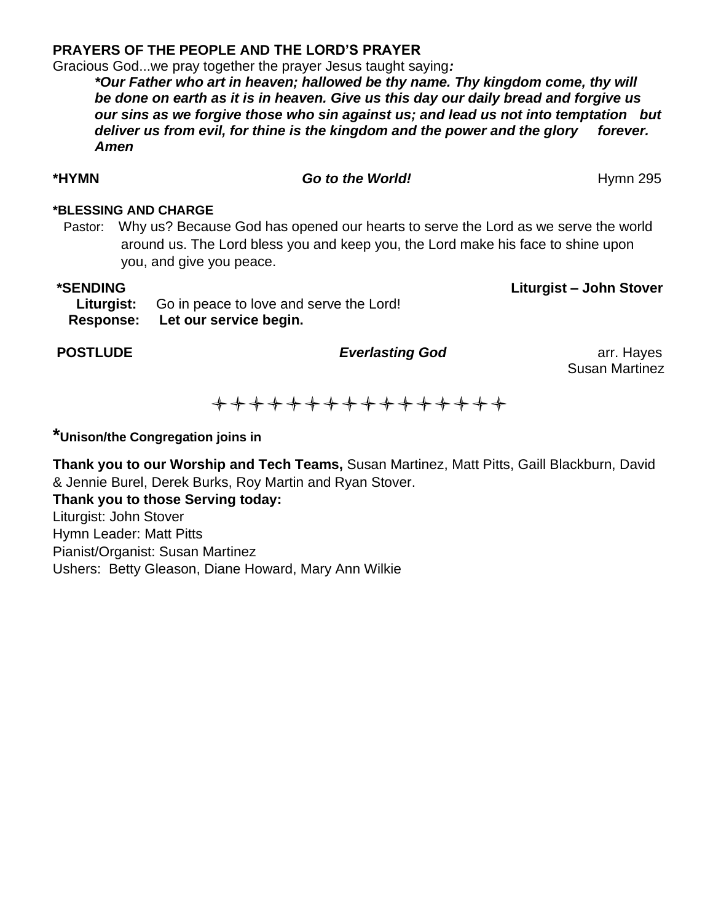**PRAYERS OF THE PEOPLE AND THE LORD'S PRAYER**

Gracious God...we pray together the prayer Jesus taught saying***:***

> ***\*Our Father who art in heaven; hallowed be thy name. Thy kingdom come, thy will be done on earth as it is in heaven. Give us this day our daily bread and forgive us our sins as we forgive those who sin against us; and lead us not into temptation but deliver us from evil, for thine is the kingdom and the power and the glory forever. Amen***

**\*HYMN** ***Go to the World!*** Hymn 295

**\*BLESSING AND CHARGE**

Pastor: Why us? Because God has opened our hearts to serve the Lord as we serve the world around us. The Lord bless you and keep you, the Lord make his face to shine upon you, and give you peace.

**\*SENDING** **Liturgist – John Stover**

**Liturgist:** Go in peace to love and serve the Lord!
**Response:** **Let our service begin.**

**POSTLUDE** ***Everlasting God*** arr. Hayes
Susan Martinez

✧✧✧✧✧✧✧✧✧✧✧✧✧✧✧✧✧✧

**\*Unison/the Congregation joins in**

**Thank you to our Worship and Tech Teams,** Susan Martinez, Matt Pitts, Gaill Blackburn, David & Jennie Burel, Derek Burks, Roy Martin and Ryan Stover.

**Thank you to those Serving today:**
Liturgist: John Stover
Hymn Leader: Matt Pitts
Pianist/Organist: Susan Martinez
Ushers: Betty Gleason, Diane Howard, Mary Ann Wilkie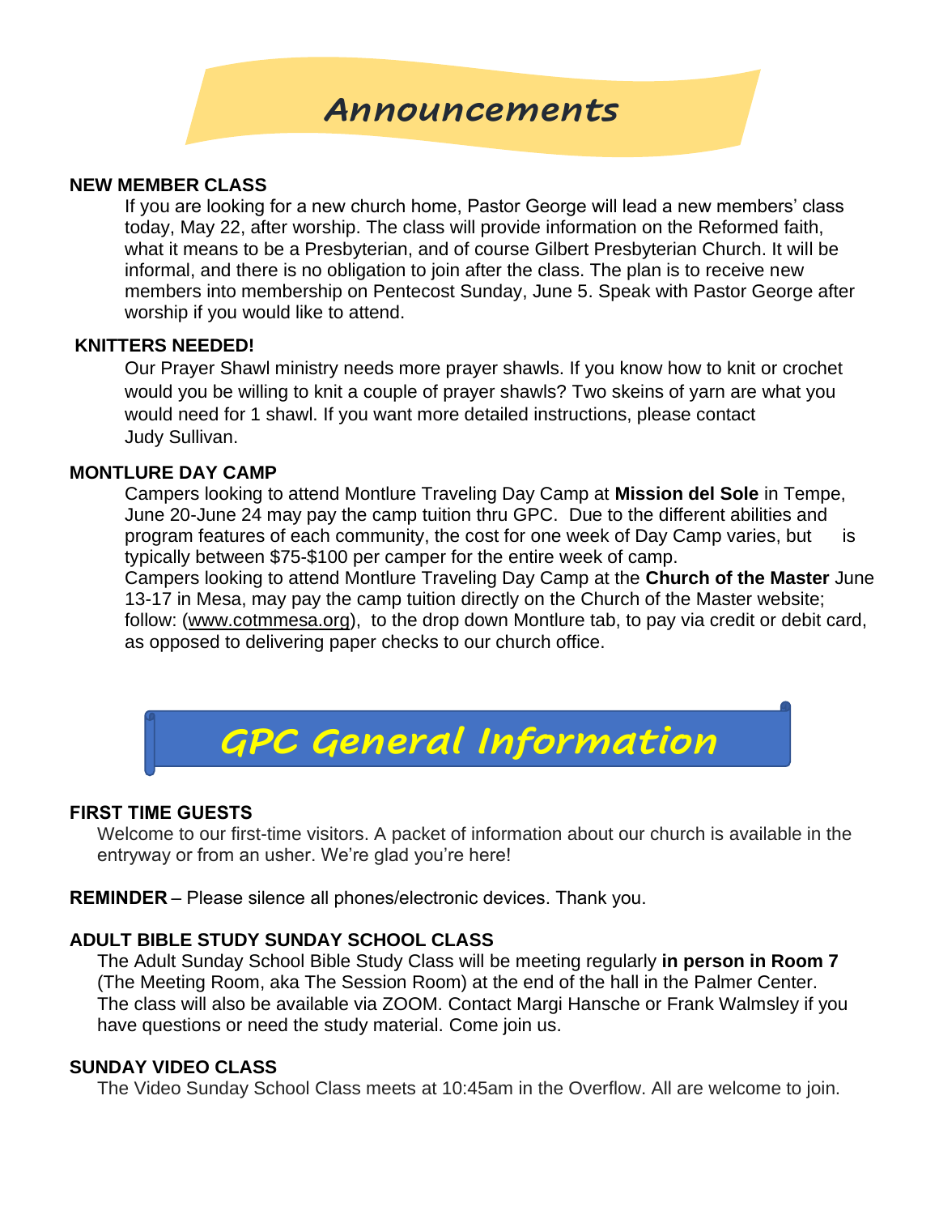# Announcements

**NEW MEMBER CLASS**

If you are looking for a new church home, Pastor George will lead a new members' class today, May 22, after worship. The class will provide information on the Reformed faith, what it means to be a Presbyterian, and of course Gilbert Presbyterian Church. It will be informal, and there is no obligation to join after the class. The plan is to receive new members into membership on Pentecost Sunday, June 5. Speak with Pastor George after worship if you would like to attend.

**KNITTERS NEEDED!**

Our Prayer Shawl ministry needs more prayer shawls. If you know how to knit or crochet would you be willing to knit a couple of prayer shawls? Two skeins of yarn are what you would need for 1 shawl. If you want more detailed instructions, please contact Judy Sullivan.

**MONTLURE DAY CAMP**

Campers looking to attend Montlure Traveling Day Camp at **Mission del Sole** in Tempe, June 20-June 24 may pay the camp tuition thru GPC. Due to the different abilities and program features of each community, the cost for one week of Day Camp varies, but is typically between $75-$100 per camper for the entire week of camp.

Campers looking to attend Montlure Traveling Day Camp at the **Church of the Master** June 13-17 in Mesa, may pay the camp tuition directly on the Church of the Master website; follow: (www.cotmmesa.org), to the drop down Montlure tab, to pay via credit or debit card, as opposed to delivering paper checks to our church office.

# GPC General Information

**FIRST TIME GUESTS**

Welcome to our first-time visitors. A packet of information about our church is available in the entryway or from an usher. We're glad you're here!

**REMINDER** – Please silence all phones/electronic devices. Thank you.

**ADULT BIBLE STUDY SUNDAY SCHOOL CLASS**

The Adult Sunday School Bible Study Class will be meeting regularly **in person in Room 7** (The Meeting Room, aka The Session Room) at the end of the hall in the Palmer Center. The class will also be available via ZOOM. Contact Margi Hansche or Frank Walmsley if you have questions or need the study material. Come join us.

**SUNDAY VIDEO CLASS**

The Video Sunday School Class meets at 10:45am in the Overflow. All are welcome to join.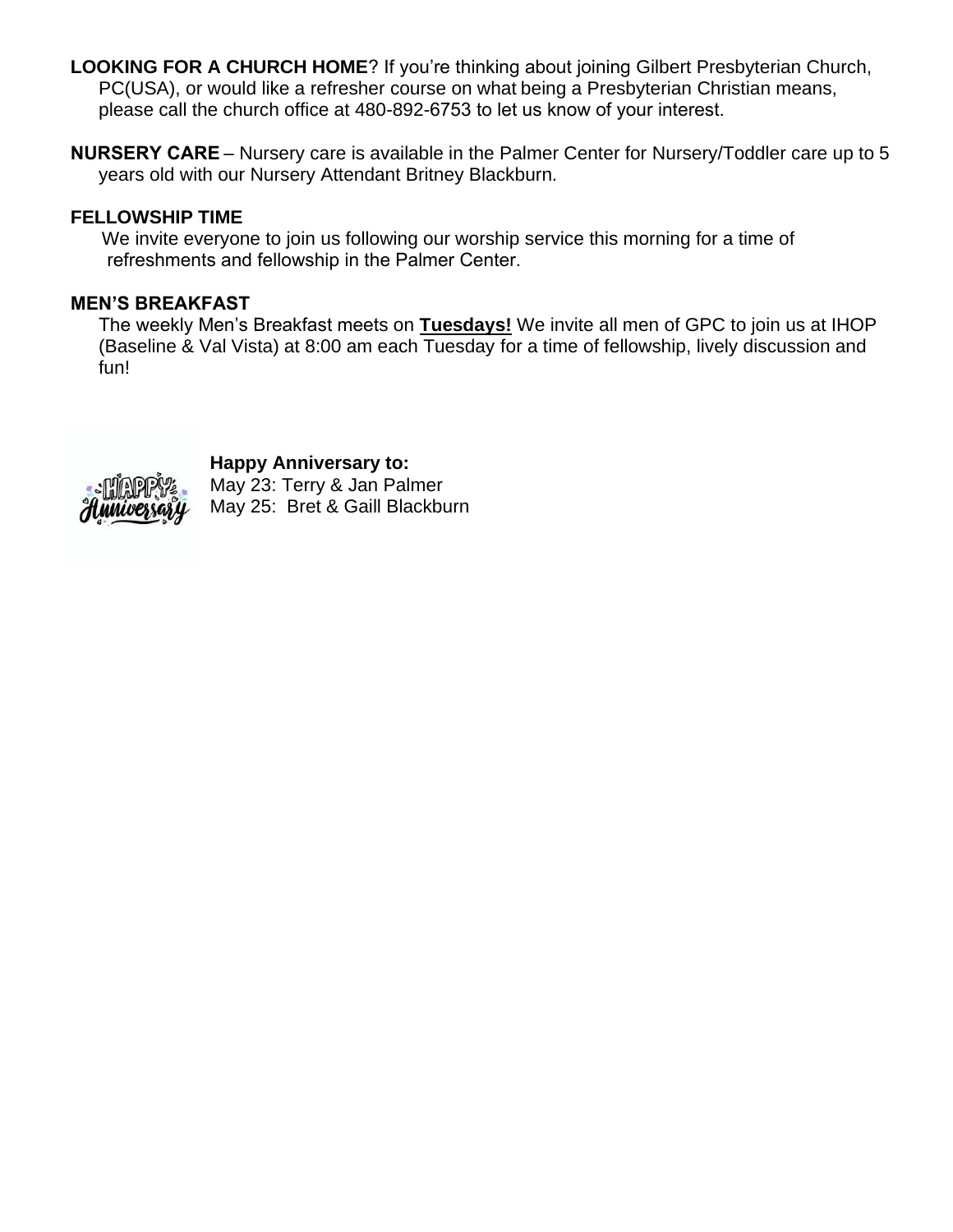**LOOKING FOR A CHURCH HOME**? If you're thinking about joining Gilbert Presbyterian Church, PC(USA), or would like a refresher course on what being a Presbyterian Christian means, please call the church office at 480-892-6753 to let us know of your interest.

**NURSERY CARE** – Nursery care is available in the Palmer Center for Nursery/Toddler care up to 5 years old with our Nursery Attendant Britney Blackburn.

**FELLOWSHIP TIME**

We invite everyone to join us following our worship service this morning for a time of refreshments and fellowship in the Palmer Center.

**MEN'S BREAKFAST**

The weekly Men's Breakfast meets on **Tuesdays!** We invite all men of GPC to join us at IHOP (Baseline & Val Vista) at 8:00 am each Tuesday for a time of fellowship, lively discussion and fun!

**Happy Anniversary to:**

May 23: Terry & Jan Palmer

May 25: Bret & Gaill Blackburn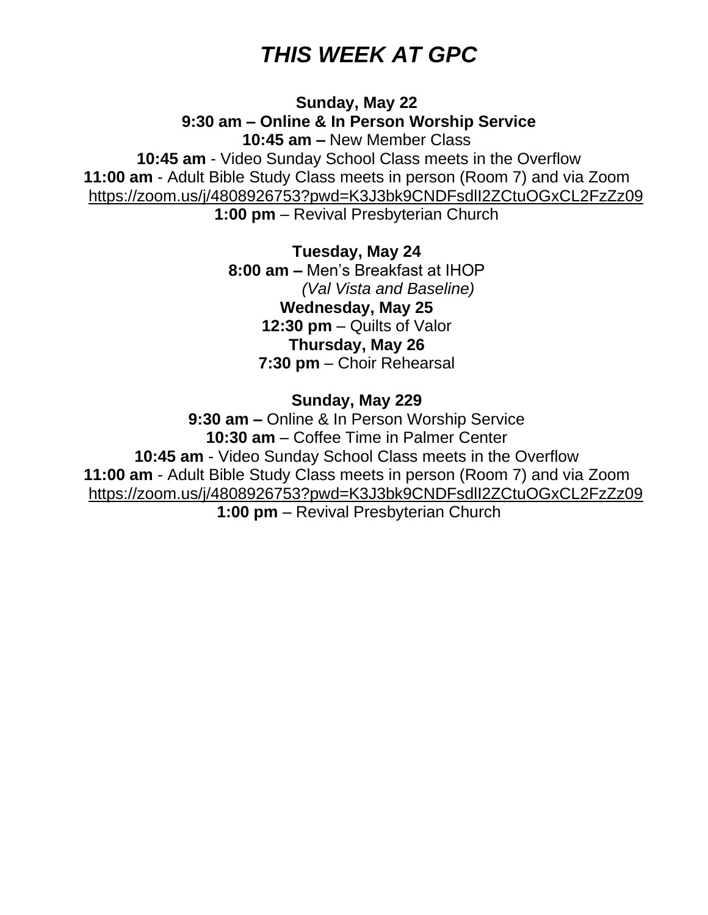# *THIS WEEK AT GPC*

**Sunday, May 22**

**9:30 am – Online & In Person Worship Service**

**10:45 am –** New Member Class

**10:45 am** - Video Sunday School Class meets in the Overflow

**11:00 am** - Adult Bible Study Class meets in person (Room 7) and via Zoom

https://zoom.us/j/4808926753?pwd=K3J3bk9CNDFsdlI2ZCtuOGxCL2FzZz09

**1:00 pm** – Revival Presbyterian Church

**Tuesday, May 24**

**8:00 am –** Men's Breakfast at IHOP

*(Val Vista and Baseline)*

**Wednesday, May 25**

**12:30 pm** – Quilts of Valor

**Thursday, May 26**

**7:30 pm** – Choir Rehearsal

**Sunday, May 229**

**9:30 am –** Online & In Person Worship Service

**10:30 am** – Coffee Time in Palmer Center

**10:45 am** - Video Sunday School Class meets in the Overflow

**11:00 am** - Adult Bible Study Class meets in person (Room 7) and via Zoom

https://zoom.us/j/4808926753?pwd=K3J3bk9CNDFsdlI2ZCtuOGxCL2FzZz09

**1:00 pm** – Revival Presbyterian Church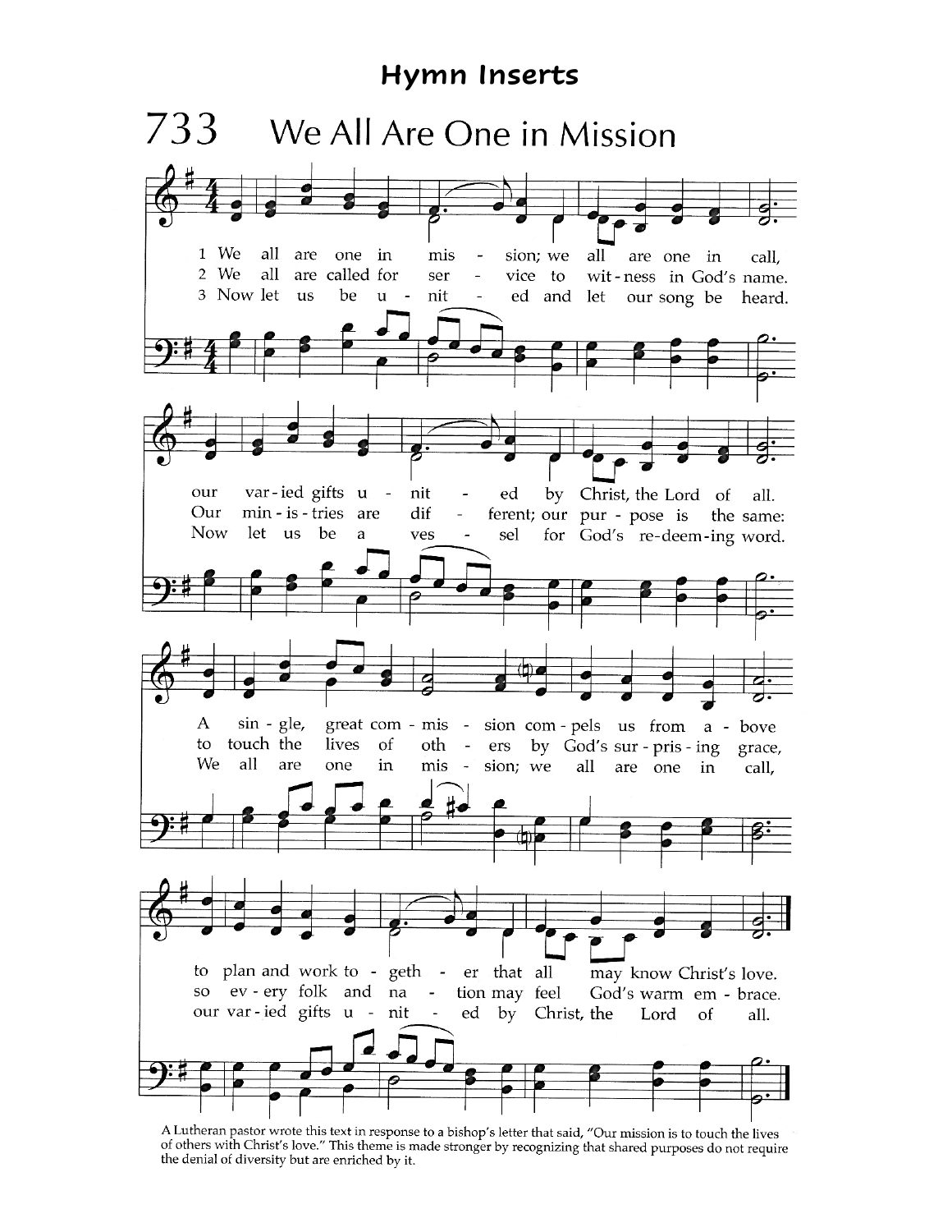# Hymn Inserts

## 733 We All Are One in Mission

1 We all are one in mission; we all are one in call,
our varied gifts united by Christ, the Lord of all.
A single, great commission compels us from above
to plan and work together that all may know Christ's love.

2 We all are called for service to witness in God's name.
Our ministries are different; our purpose is the same:
to touch the lives of others by God's surprising grace,
so every folk and nation may feel God's warm embrace.

3 Now let us be united and let our song be heard.
Now let us be a vessel for God's redeeming word.
We all are one in mission; we all are one in call,
our varied gifts united by Christ, the Lord of all.

A Lutheran pastor wrote this text in response to a bishop's letter that said, "Our mission is to touch the lives of others with Christ's love." This theme is made stronger by recognizing that shared purposes do not require the denial of diversity but are enriched by it.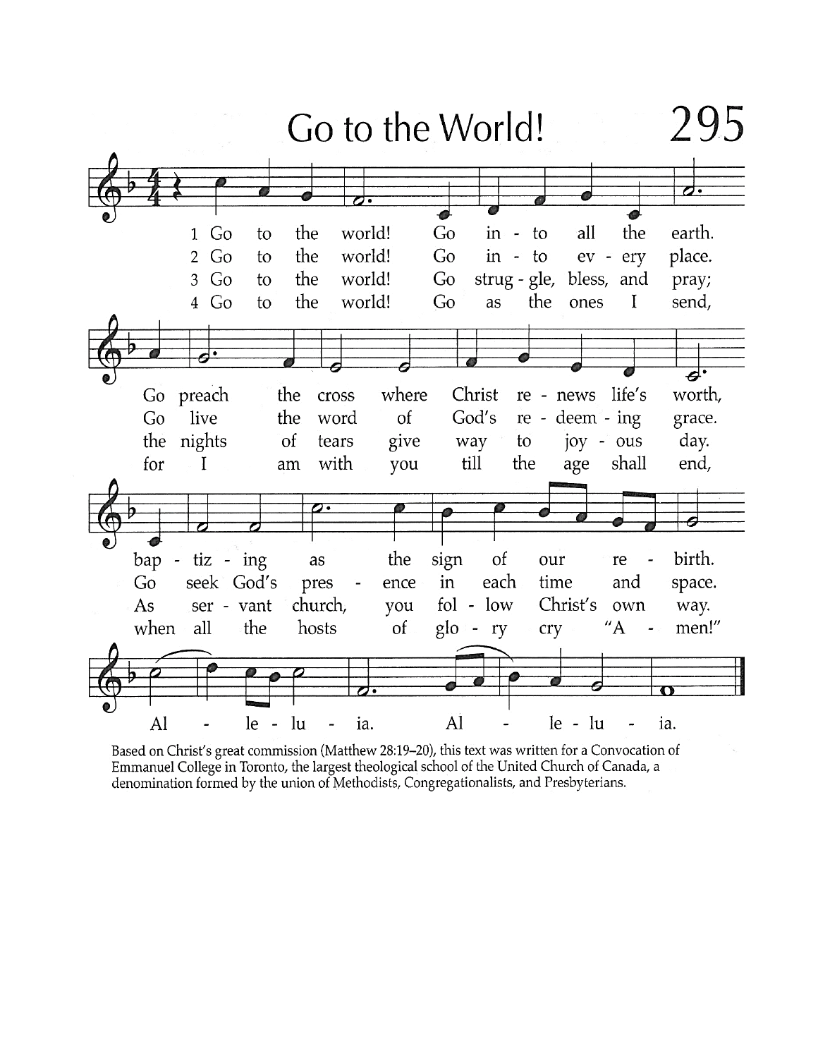# Go to the World!

295

1 Go to the world! Go into all the earth.
Go preach the cross where Christ renews life's worth,
baptizing as the sign of our rebirth.
Alleluia. Alleluia.

2 Go to the world! Go into every place.
Go live the word of God's redeeming grace.
Go seek God's presence in each time and space.
Alleluia. Alleluia.

3 Go to the world! Go struggle, bless, and pray;
the nights of tears give way to joyous day.
As servant church, you follow Christ's own way.
Alleluia. Alleluia.

4 Go to the world! Go as the ones I send,
for I am with you till the age shall end,
when all the hosts of glory cry "Amen!"
Alleluia. Alleluia.

Based on Christ's great commission (Matthew 28:19–20), this text was written for a Convocation of Emmanuel College in Toronto, the largest theological school of the United Church of Canada, a denomination formed by the union of Methodists, Congregationalists, and Presbyterians.